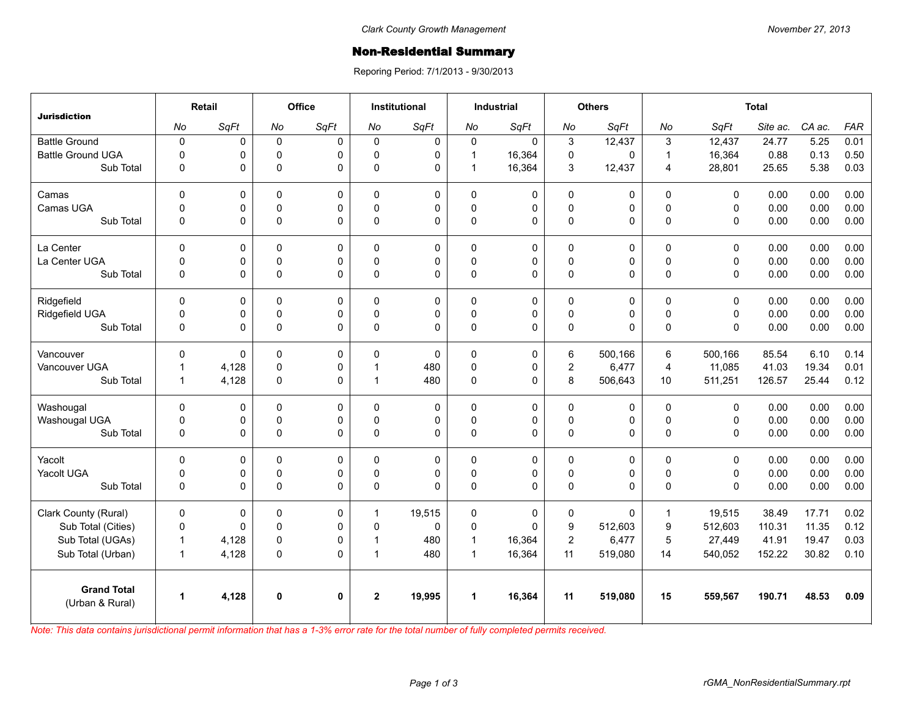Clark County Growth Management

November 27, 2013

# Non-Residential Summary

Reporing Period: 7/1/2013 - 9/30/2013

| Jurisdiction | Retail | | Office | | Institutional | | Industrial | | Others | | Total | | | | |
|---|---|---|---|---|---|---|---|---|---|---|---|---|---|---|---|
| | *No* | *SqFt* | *No* | *SqFt* | *No* | *SqFt* | *No* | *SqFt* | *No* | *SqFt* | *No* | *SqFt* | *Site ac.* | *CA ac.* | *FAR* |
| Battle Ground | 0 | 0 | 0 | 0 | 0 | 0 | 0 | 0 | 3 | 12,437 | 3 | 12,437 | 24.77 | 5.25 | 0.01 |
| Battle Ground UGA | 0 | 0 | 0 | 0 | 0 | 0 | 1 | 16,364 | 0 | 0 | 1 | 16,364 | 0.88 | 0.13 | 0.50 |
| Sub Total | 0 | 0 | 0 | 0 | 0 | 0 | 1 | 16,364 | 3 | 12,437 | 4 | 28,801 | 25.65 | 5.38 | 0.03 |
| Camas | 0 | 0 | 0 | 0 | 0 | 0 | 0 | 0 | 0 | 0 | 0 | 0 | 0.00 | 0.00 | 0.00 |
| Camas UGA | 0 | 0 | 0 | 0 | 0 | 0 | 0 | 0 | 0 | 0 | 0 | 0 | 0.00 | 0.00 | 0.00 |
| Sub Total | 0 | 0 | 0 | 0 | 0 | 0 | 0 | 0 | 0 | 0 | 0 | 0 | 0.00 | 0.00 | 0.00 |
| La Center | 0 | 0 | 0 | 0 | 0 | 0 | 0 | 0 | 0 | 0 | 0 | 0 | 0.00 | 0.00 | 0.00 |
| La Center UGA | 0 | 0 | 0 | 0 | 0 | 0 | 0 | 0 | 0 | 0 | 0 | 0 | 0.00 | 0.00 | 0.00 |
| Sub Total | 0 | 0 | 0 | 0 | 0 | 0 | 0 | 0 | 0 | 0 | 0 | 0 | 0.00 | 0.00 | 0.00 |
| Ridgefield | 0 | 0 | 0 | 0 | 0 | 0 | 0 | 0 | 0 | 0 | 0 | 0 | 0.00 | 0.00 | 0.00 |
| Ridgefield UGA | 0 | 0 | 0 | 0 | 0 | 0 | 0 | 0 | 0 | 0 | 0 | 0 | 0.00 | 0.00 | 0.00 |
| Sub Total | 0 | 0 | 0 | 0 | 0 | 0 | 0 | 0 | 0 | 0 | 0 | 0 | 0.00 | 0.00 | 0.00 |
| Vancouver | 0 | 0 | 0 | 0 | 0 | 0 | 0 | 0 | 6 | 500,166 | 6 | 500,166 | 85.54 | 6.10 | 0.14 |
| Vancouver UGA | 1 | 4,128 | 0 | 0 | 1 | 480 | 0 | 0 | 2 | 6,477 | 4 | 11,085 | 41.03 | 19.34 | 0.01 |
| Sub Total | 1 | 4,128 | 0 | 0 | 1 | 480 | 0 | 0 | 8 | 506,643 | 10 | 511,251 | 126.57 | 25.44 | 0.12 |
| Washougal | 0 | 0 | 0 | 0 | 0 | 0 | 0 | 0 | 0 | 0 | 0 | 0 | 0.00 | 0.00 | 0.00 |
| Washougal UGA | 0 | 0 | 0 | 0 | 0 | 0 | 0 | 0 | 0 | 0 | 0 | 0 | 0.00 | 0.00 | 0.00 |
| Sub Total | 0 | 0 | 0 | 0 | 0 | 0 | 0 | 0 | 0 | 0 | 0 | 0 | 0.00 | 0.00 | 0.00 |
| Yacolt | 0 | 0 | 0 | 0 | 0 | 0 | 0 | 0 | 0 | 0 | 0 | 0 | 0.00 | 0.00 | 0.00 |
| Yacolt UGA | 0 | 0 | 0 | 0 | 0 | 0 | 0 | 0 | 0 | 0 | 0 | 0 | 0.00 | 0.00 | 0.00 |
| Sub Total | 0 | 0 | 0 | 0 | 0 | 0 | 0 | 0 | 0 | 0 | 0 | 0 | 0.00 | 0.00 | 0.00 |
| Clark County (Rural) | 0 | 0 | 0 | 0 | 1 | 19,515 | 0 | 0 | 0 | 0 | 1 | 19,515 | 38.49 | 17.71 | 0.02 |
| Sub Total (Cities) | 0 | 0 | 0 | 0 | 0 | 0 | 0 | 0 | 9 | 512,603 | 9 | 512,603 | 110.31 | 11.35 | 0.12 |
| Sub Total (UGAs) | 1 | 4,128 | 0 | 0 | 1 | 480 | 1 | 16,364 | 2 | 6,477 | 5 | 27,449 | 41.91 | 19.47 | 0.03 |
| Sub Total (Urban) | 1 | 4,128 | 0 | 0 | 1 | 480 | 1 | 16,364 | 11 | 519,080 | 14 | 540,052 | 152.22 | 30.82 | 0.10 |
| **Grand Total** (Urban & Rural) | **1** | **4,128** | **0** | **0** | **2** | **19,995** | **1** | **16,364** | **11** | **519,080** | **15** | **559,567** | **190.71** | **48.53** | **0.09** |

*Note: This data contains jurisdictional permit information that has a 1-3% error rate for the total number of fully completed permits received.*

rGMA_NonResidentialSummary.rpt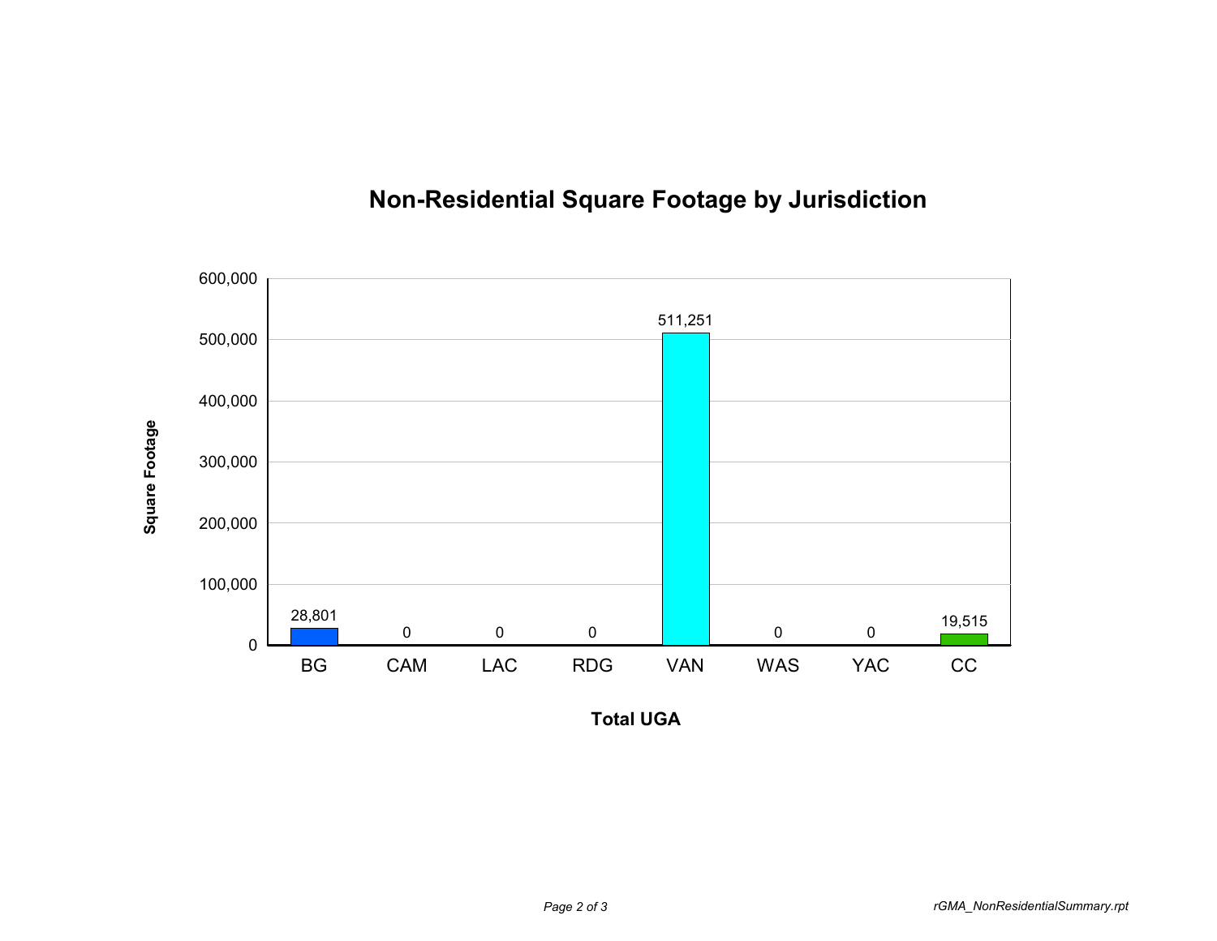## Non-Residential Square Footage by Jurisdiction

| Total UGA | Square Footage |
|---|---|
| BG | 28,801 |
| CAM | 0 |
| LAC | 0 |
| RDG | 0 |
| VAN | 511,251 |
| WAS | 0 |
| YAC | 0 |
| CC | 19,515 |

rGMA_NonResidentialSummary.rpt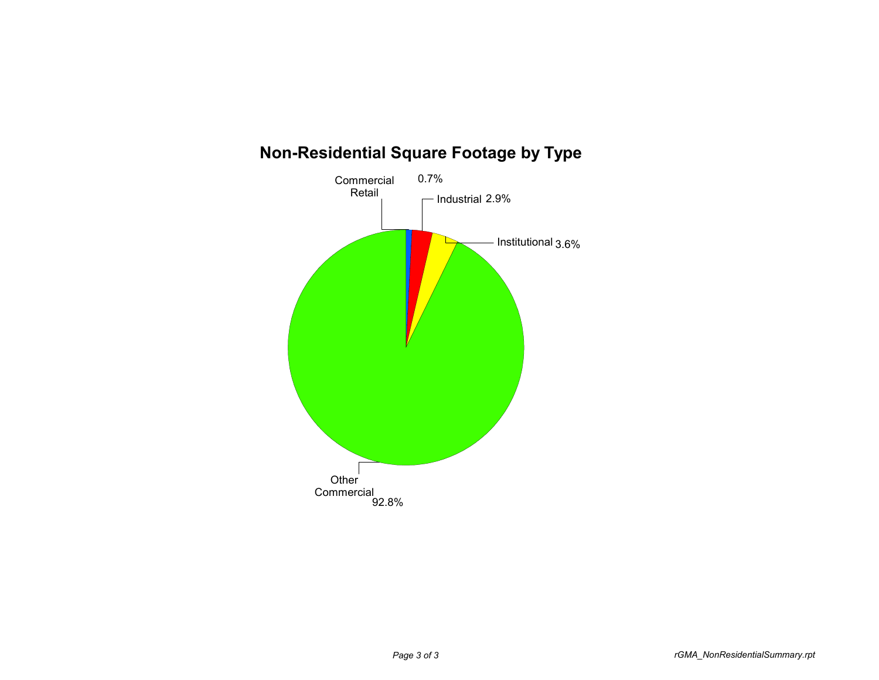## Non-Residential Square Footage by Type

Commercial Retail 0.7%

Industrial 2.9%

Institutional 3.6%

Other Commercial 92.8%

*rGMA_NonResidentialSummary.rpt*